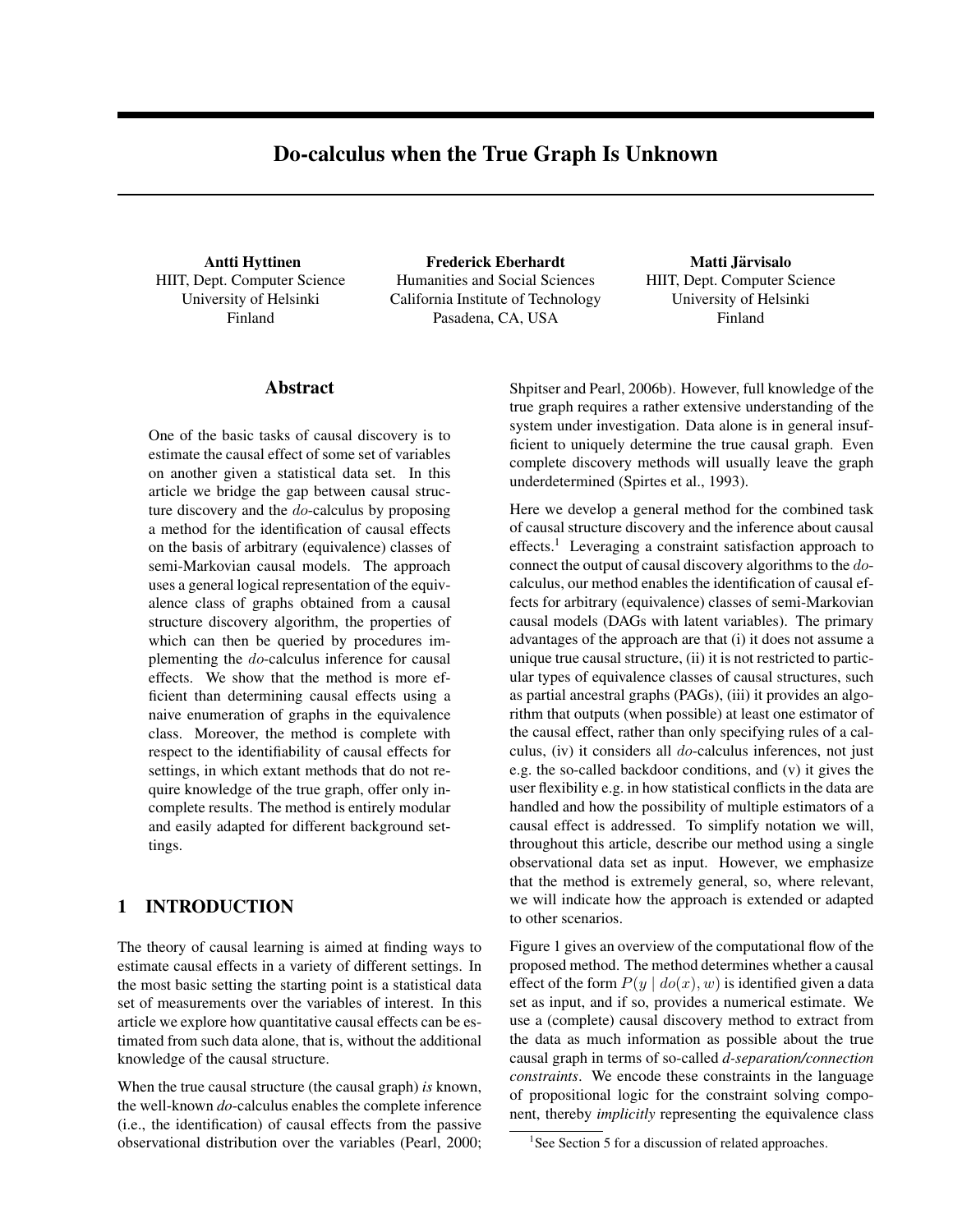# Do-calculus when the True Graph Is Unknown

**Antti Hyttinen**
HIIT, Dept. Computer Science
University of Helsinki
Finland

**Frederick Eberhardt**
Humanities and Social Sciences
California Institute of Technology
Pasadena, CA, USA

**Matti Järvisalo**
HIIT, Dept. Computer Science
University of Helsinki
Finland

## Abstract

One of the basic tasks of causal discovery is to estimate the causal effect of some set of variables on another given a statistical data set. In this article we bridge the gap between causal structure discovery and the $do$-calculus by proposing a method for the identification of causal effects on the basis of arbitrary (equivalence) classes of semi-Markovian causal models. The approach uses a general logical representation of the equivalence class of graphs obtained from a causal structure discovery algorithm, the properties of which can then be queried by procedures implementing the $do$-calculus inference for causal effects. We show that the method is more efficient than determining causal effects using a naive enumeration of graphs in the equivalence class. Moreover, the method is complete with respect to the identifiability of causal effects for settings, in which extant methods that do not require knowledge of the true graph, offer only incomplete results. The method is entirely modular and easily adapted for different background settings.

## 1 INTRODUCTION

The theory of causal learning is aimed at finding ways to estimate causal effects in a variety of different settings. In the most basic setting the starting point is a statistical data set of measurements over the variables of interest. In this article we explore how quantitative causal effects can be estimated from such data alone, that is, without the additional knowledge of the causal structure.

When the true causal structure (the causal graph) *is* known, the well-known *do*-calculus enables the complete inference (i.e., the identification) of causal effects from the passive observational distribution over the variables (Pearl, 2000; Shpitser and Pearl, 2006b). However, full knowledge of the true graph requires a rather extensive understanding of the system under investigation. Data alone is in general insufficient to uniquely determine the true causal graph. Even complete discovery methods will usually leave the graph underdetermined (Spirtes et al., 1993).

Here we develop a general method for the combined task of causal structure discovery and the inference about causal effects.[1] Leveraging a constraint satisfaction approach to connect the output of causal discovery algorithms to the $do$-calculus, our method enables the identification of causal effects for arbitrary (equivalence) classes of semi-Markovian causal models (DAGs with latent variables). The primary advantages of the approach are that (i) it does not assume a unique true causal structure, (ii) it is not restricted to particular types of equivalence classes of causal structures, such as partial ancestral graphs (PAGs), (iii) it provides an algorithm that outputs (when possible) at least one estimator of the causal effect, rather than only specifying rules of a calculus, (iv) it considers all $do$-calculus inferences, not just e.g. the so-called backdoor conditions, and (v) it gives the user flexibility e.g. in how statistical conflicts in the data are handled and how the possibility of multiple estimators of a causal effect is addressed. To simplify notation we will, throughout this article, describe our method using a single observational data set as input. However, we emphasize that the method is extremely general, so, where relevant, we will indicate how the approach is extended or adapted to other scenarios.

Figure 1 gives an overview of the computational flow of the proposed method. The method determines whether a causal effect of the form $P(y \mid do(x), w)$ is identified given a data set as input, and if so, provides a numerical estimate. We use a (complete) causal discovery method to extract from the data as much information as possible about the true causal graph in terms of so-called *d-separation/connection constraints*. We encode these constraints in the language of propositional logic for the constraint solving component, thereby *implicitly* representing the equivalence class

[1] See Section 5 for a discussion of related approaches.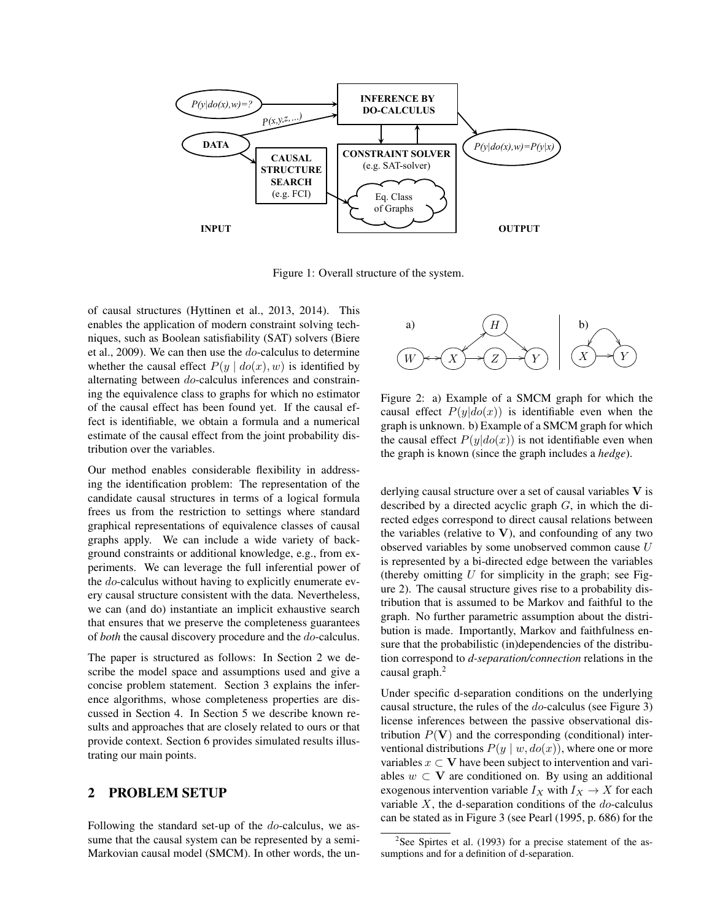Figure 1: Overall structure of the system.

of causal structures (Hyttinen et al., 2013, 2014). This enables the application of modern constraint solving techniques, such as Boolean satisfiability (SAT) solvers (Biere et al., 2009). We can then use the $do$-calculus to determine whether the causal effect $P(y \mid do(x), w)$ is identified by alternating between $do$-calculus inferences and constraining the equivalence class to graphs for which no estimator of the causal effect has been found yet. If the causal effect is identifiable, we obtain a formula and a numerical estimate of the causal effect from the joint probability distribution over the variables.

Our method enables considerable flexibility in addressing the identification problem: The representation of the candidate causal structures in terms of a logical formula frees us from the restriction to settings where standard graphical representations of equivalence classes of causal graphs apply. We can include a wide variety of background constraints or additional knowledge, e.g., from experiments. We can leverage the full inferential power of the $do$-calculus without having to explicitly enumerate every causal structure consistent with the data. Nevertheless, we can (and do) instantiate an implicit exhaustive search that ensures that we preserve the completeness guarantees of *both* the causal discovery procedure and the $do$-calculus.

The paper is structured as follows: In Section 2 we describe the model space and assumptions used and give a concise problem statement. Section 3 explains the inference algorithms, whose completeness properties are discussed in Section 4. In Section 5 we describe known results and approaches that are closely related to ours or that provide context. Section 6 provides simulated results illustrating our main points.

## 2 PROBLEM SETUP

Following the standard set-up of the $do$-calculus, we assume that the causal system can be represented by a semi-Markovian causal model (SMCM). In other words, the underlying causal structure over a set of causal variables $\mathbf{V}$ is described by a directed acyclic graph $G$, in which the directed edges correspond to direct causal relations between the variables (relative to $\mathbf{V}$), and confounding of any two observed variables by some unobserved common cause $U$ is represented by a bi-directed edge between the variables (thereby omitting $U$ for simplicity in the graph; see Figure 2). The causal structure gives rise to a probability distribution that is assumed to be Markov and faithful to the graph. No further parametric assumption about the distribution is made. Importantly, Markov and faithfulness ensure that the probabilistic (in)dependencies of the distribution correspond to *d-separation/connection* relations in the causal graph.[2]

Figure 2: a) Example of a SMCM graph for which the causal effect $P(y|do(x))$ is identifiable even when the graph is unknown. b) Example of a SMCM graph for which the causal effect $P(y|do(x))$ is not identifiable even when the graph is known (since the graph includes a *hedge*).

Under specific d-separation conditions on the underlying causal structure, the rules of the $do$-calculus (see Figure 3) license inferences between the passive observational distribution $P(\mathbf{V})$ and the corresponding (conditional) interventional distributions $P(y \mid w, do(x))$, where one or more variables $x \subset \mathbf{V}$ have been subject to intervention and variables $w \subset \mathbf{V}$ are conditioned on. By using an additional exogenous intervention variable $I_X$ with $I_X \rightarrow X$ for each variable $X$, the d-separation conditions of the $do$-calculus can be stated as in Figure 3 (see Pearl (1995, p. 686) for the

[2] See Spirtes et al. (1993) for a precise statement of the assumptions and for a definition of d-separation.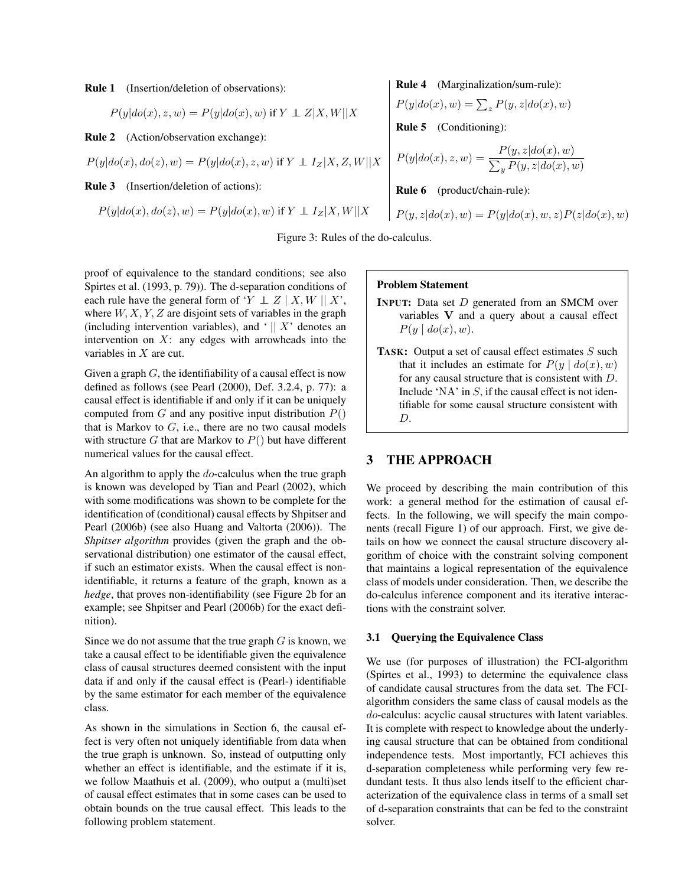**Rule 1** (Insertion/deletion of observations):

$$P(y|do(x), z, w) = P(y|do(x), w) \text{ if } Y \perp\!\!\!\perp Z|X, W||X$$

**Rule 2** (Action/observation exchange):

$$P(y|do(x), do(z), w) = P(y|do(x), z, w) \text{ if } Y \perp\!\!\!\perp I_Z|X, Z, W||X$$

**Rule 3** (Insertion/deletion of actions):

$$P(y|do(x), do(z), w) = P(y|do(x), w) \text{ if } Y \perp\!\!\!\perp I_Z|X, W||X$$

**Rule 4** (Marginalization/sum-rule):

$$P(y|do(x), w) = \sum_z P(y, z|do(x), w)$$

**Rule 5** (Conditioning):

$$P(y|do(x), z, w) = \frac{P(y, z|do(x), w)}{\sum_y P(y, z|do(x), w)}$$

**Rule 6** (product/chain-rule):

$$P(y, z|do(x), w) = P(y|do(x), w, z)P(z|do(x), w)$$

Figure 3: Rules of the do-calculus.

proof of equivalence to the standard conditions; see also Spirtes et al. (1993, p. 79)). The d-separation conditions of each rule have the general form of '$Y \perp\!\!\!\perp Z \mid X, W \mid\mid X$', where $W, X, Y, Z$ are disjoint sets of variables in the graph (including intervention variables), and '$\mid\mid X$' denotes an intervention on $X$: any edges with arrowheads into the variables in $X$ are cut.

Given a graph $G$, the identifiability of a causal effect is now defined as follows (see Pearl (2000), Def. 3.2.4, p. 77): a causal effect is identifiable if and only if it can be uniquely computed from $G$ and any positive input distribution $P()$ that is Markov to $G$, i.e., there are no two causal models with structure $G$ that are Markov to $P()$ but have different numerical values for the causal effect.

An algorithm to apply the $do$-calculus when the true graph is known was developed by Tian and Pearl (2002), which with some modifications was shown to be complete for the identification of (conditional) causal effects by Shpitser and Pearl (2006b) (see also Huang and Valtorta (2006)). The *Shpitser algorithm* provides (given the graph and the observational distribution) one estimator of the causal effect, if such an estimator exists. When the causal effect is non-identifiable, it returns a feature of the graph, known as a *hedge*, that proves non-identifiability (see Figure 2b for an example; see Shpitser and Pearl (2006b) for the exact definition).

Since we do not assume that the true graph $G$ is known, we take a causal effect to be identifiable given the equivalence class of causal structures deemed consistent with the input data if and only if the causal effect is (Pearl-) identifiable by the same estimator for each member of the equivalence class.

As shown in the simulations in Section 6, the causal effect is very often not uniquely identifiable from data when the true graph is unknown. So, instead of outputting only whether an effect is identifiable, and the estimate if it is, we follow Maathuis et al. (2009), who output a (multi)set of causal effect estimates that in some cases can be used to obtain bounds on the true causal effect. This leads to the following problem statement.

**Problem Statement**

**INPUT:** Data set $D$ generated from an SMCM over variables $\mathbf{V}$ and a query about a causal effect $P(y \mid do(x), w)$.

**TASK:** Output a set of causal effect estimates $S$ such that it includes an estimate for $P(y \mid do(x), w)$ for any causal structure that is consistent with $D$. Include 'NA' in $S$, if the causal effect is not identifiable for some causal structure consistent with $D$.

## 3 THE APPROACH

We proceed by describing the main contribution of this work: a general method for the estimation of causal effects. In the following, we will specify the main components (recall Figure 1) of our approach. First, we give details on how we connect the causal structure discovery algorithm of choice with the constraint solving component that maintains a logical representation of the equivalence class of models under consideration. Then, we describe the do-calculus inference component and its iterative interactions with the constraint solver.

### 3.1 Querying the Equivalence Class

We use (for purposes of illustration) the FCI-algorithm (Spirtes et al., 1993) to determine the equivalence class of candidate causal structures from the data set. The FCI-algorithm considers the same class of causal models as the $do$-calculus: acyclic causal structures with latent variables. It is complete with respect to knowledge about the underlying causal structure that can be obtained from conditional independence tests. Most importantly, FCI achieves this d-separation completeness while performing very few redundant tests. It thus also lends itself to the efficient characterization of the equivalence class in terms of a small set of d-separation constraints that can be fed to the constraint solver.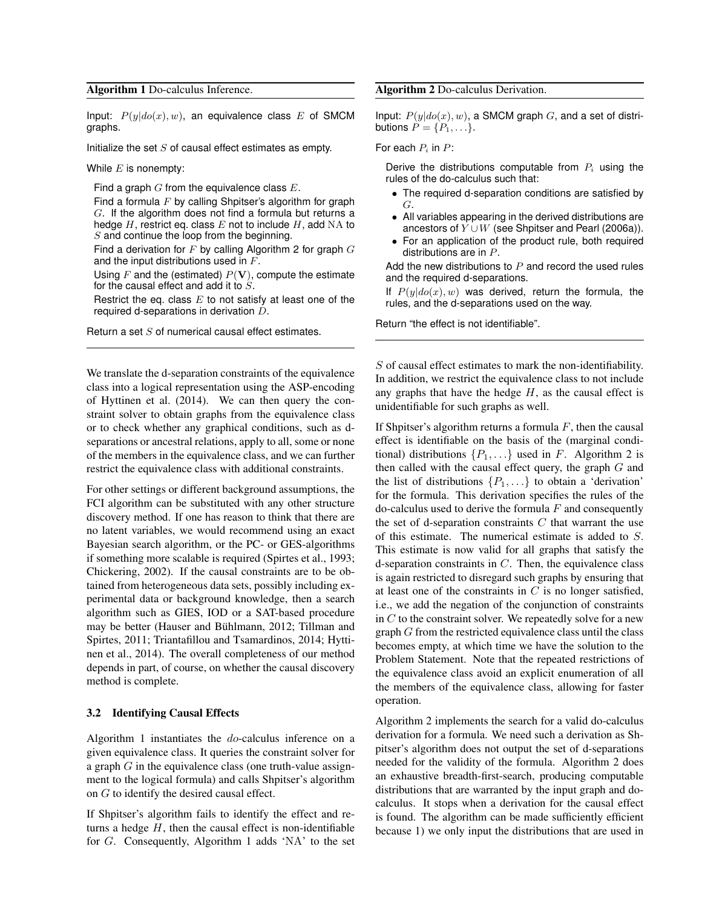**Algorithm 1** Do-calculus Inference.

Input: $P(y|do(x), w)$, an equivalence class $E$ of SMCM graphs.

Initialize the set $S$ of causal effect estimates as empty.

While $E$ is nonempty:

Find a graph $G$ from the equivalence class $E$.

Find a formula $F$ by calling Shpitser's algorithm for graph $G$. If the algorithm does not find a formula but returns a hedge $H$, restrict eq. class $E$ not to include $H$, add NA to $S$ and continue the loop from the beginning.

Find a derivation for $F$ by calling Algorithm 2 for graph $G$ and the input distributions used in $F$.

Using $F$ and the (estimated) $P(\mathbf{V})$, compute the estimate for the causal effect and add it to $S$.

Restrict the eq. class $E$ to not satisfy at least one of the required d-separations in derivation $D$.

Return a set $S$ of numerical causal effect estimates.

---

**Algorithm 2** Do-calculus Derivation.

Input: $P(y|do(x), w)$, a SMCM graph $G$, and a set of distributions $P = \{P_1, \ldots\}$.

For each $P_i$ in $P$:

Derive the distributions computable from $P_i$ using the rules of the do-calculus such that:

- The required d-separation conditions are satisfied by $G$.
- All variables appearing in the derived distributions are ancestors of $Y \cup W$ (see Shpitser and Pearl (2006a)).
- For an application of the product rule, both required distributions are in $P$.

Add the new distributions to $P$ and record the used rules and the required d-separations.

If $P(y|do(x), w)$ was derived, return the formula, the rules, and the d-separations used on the way.

Return "the effect is not identifiable".

---

We translate the d-separation constraints of the equivalence class into a logical representation using the ASP-encoding of Hyttinen et al. (2014). We can then query the constraint solver to obtain graphs from the equivalence class or to check whether any graphical conditions, such as d-separations or ancestral relations, apply to all, some or none of the members in the equivalence class, and we can further restrict the equivalence class with additional constraints.

For other settings or different background assumptions, the FCI algorithm can be substituted with any other structure discovery method. If one has reason to think that there are no latent variables, we would recommend using an exact Bayesian search algorithm, or the PC- or GES-algorithms if something more scalable is required (Spirtes et al., 1993; Chickering, 2002). If the causal constraints are to be obtained from heterogeneous data sets, possibly including experimental data or background knowledge, then a search algorithm such as GIES, IOD or a SAT-based procedure may be better (Hauser and Bühlmann, 2012; Tillman and Spirtes, 2011; Triantafillou and Tsamardinos, 2014; Hyttinen et al., 2014). The overall completeness of our method depends in part, of course, on whether the causal discovery method is complete.

### 3.2 Identifying Causal Effects

Algorithm 1 instantiates the *do*-calculus inference on a given equivalence class. It queries the constraint solver for a graph $G$ in the equivalence class (one truth-value assignment to the logical formula) and calls Shpitser's algorithm on $G$ to identify the desired causal effect.

If Shpitser's algorithm fails to identify the effect and returns a hedge $H$, then the causal effect is non-identifiable for $G$. Consequently, Algorithm 1 adds 'NA' to the set $S$ of causal effect estimates to mark the non-identifiability. In addition, we restrict the equivalence class to not include any graphs that have the hedge $H$, as the causal effect is unidentifiable for such graphs as well.

If Shpitser's algorithm returns a formula $F$, then the causal effect is identifiable on the basis of the (marginal conditional) distributions $\{P_1, \ldots\}$ used in $F$. Algorithm 2 is then called with the causal effect query, the graph $G$ and the list of distributions $\{P_1, \ldots\}$ to obtain a 'derivation' for the formula. This derivation specifies the rules of the do-calculus used to derive the formula $F$ and consequently the set of d-separation constraints $C$ that warrant the use of this estimate. The numerical estimate is added to $S$. This estimate is now valid for all graphs that satisfy the d-separation constraints in $C$. Then, the equivalence class is again restricted to disregard such graphs by ensuring that at least one of the constraints in $C$ is no longer satisfied, i.e., we add the negation of the conjunction of constraints in $C$ to the constraint solver. We repeatedly solve for a new graph $G$ from the restricted equivalence class until the class becomes empty, at which time we have the solution to the Problem Statement. Note that the repeated restrictions of the equivalence class avoid an explicit enumeration of all the members of the equivalence class, allowing for faster operation.

Algorithm 2 implements the search for a valid do-calculus derivation for a formula. We need such a derivation as Shpitser's algorithm does not output the set of d-separations needed for the validity of the formula. Algorithm 2 does an exhaustive breadth-first-search, producing computable distributions that are warranted by the input graph and do-calculus. It stops when a derivation for the causal effect is found. The algorithm can be made sufficiently efficient because 1) we only input the distributions that are used in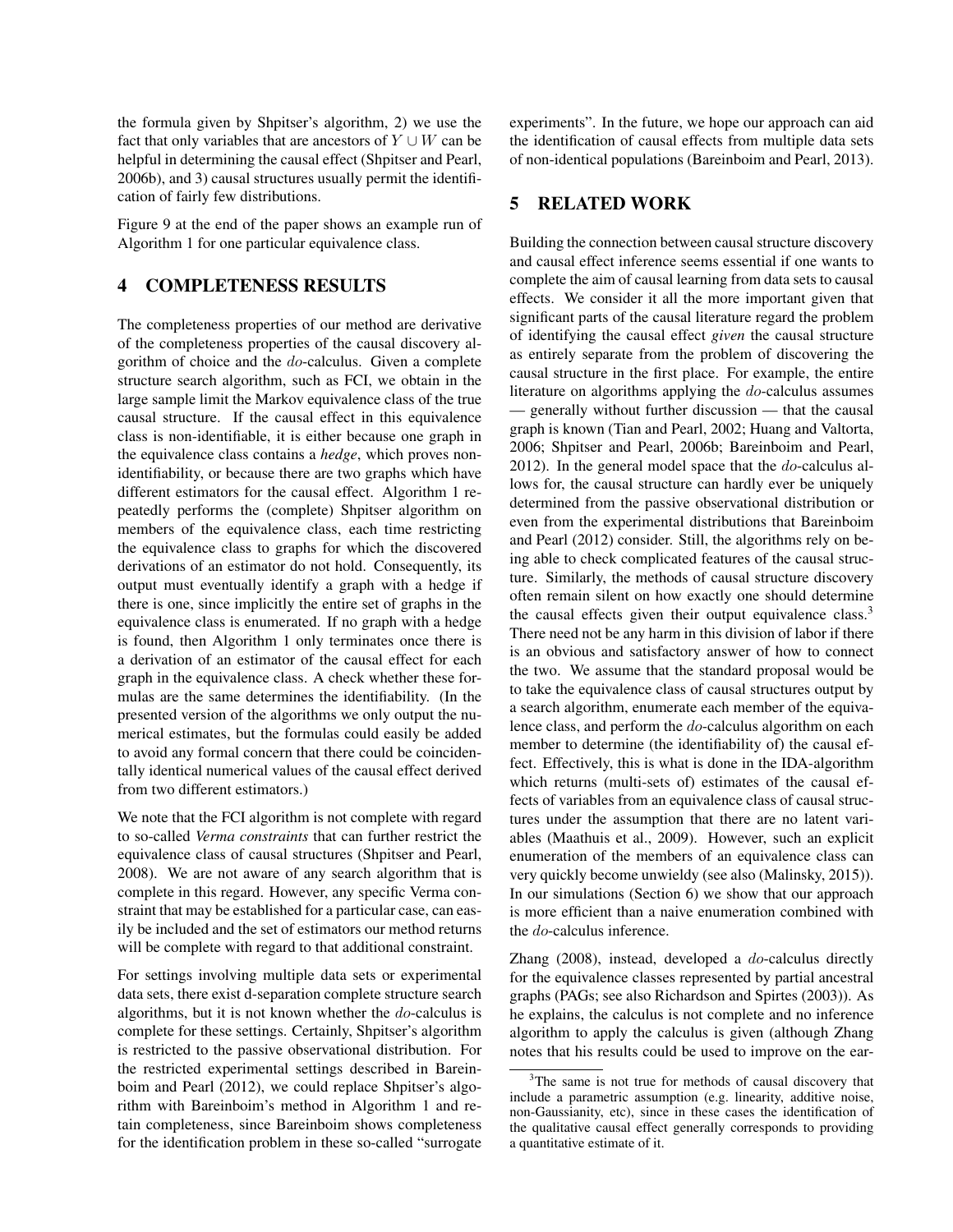the formula given by Shpitser's algorithm, 2) we use the fact that only variables that are ancestors of $Y \cup W$ can be helpful in determining the causal effect (Shpitser and Pearl, 2006b), and 3) causal structures usually permit the identification of fairly few distributions.

Figure 9 at the end of the paper shows an example run of Algorithm 1 for one particular equivalence class.

# 4 COMPLETENESS RESULTS

The completeness properties of our method are derivative of the completeness properties of the causal discovery algorithm of choice and the $do$-calculus. Given a complete structure search algorithm, such as FCI, we obtain in the large sample limit the Markov equivalence class of the true causal structure. If the causal effect in this equivalence class is non-identifiable, it is either because one graph in the equivalence class contains a *hedge*, which proves non-identifiability, or because there are two graphs which have different estimators for the causal effect. Algorithm 1 repeatedly performs the (complete) Shpitser algorithm on members of the equivalence class, each time restricting the equivalence class to graphs for which the discovered derivations of an estimator do not hold. Consequently, its output must eventually identify a graph with a hedge if there is one, since implicitly the entire set of graphs in the equivalence class is enumerated. If no graph with a hedge is found, then Algorithm 1 only terminates once there is a derivation of an estimator of the causal effect for each graph in the equivalence class. A check whether these formulas are the same determines the identifiability. (In the presented version of the algorithms we only output the numerical estimates, but the formulas could easily be added to avoid any formal concern that there could be coincidentally identical numerical values of the causal effect derived from two different estimators.)

We note that the FCI algorithm is not complete with regard to so-called *Verma constraints* that can further restrict the equivalence class of causal structures (Shpitser and Pearl, 2008). We are not aware of any search algorithm that is complete in this regard. However, any specific Verma constraint that may be established for a particular case, can easily be included and the set of estimators our method returns will be complete with regard to that additional constraint.

For settings involving multiple data sets or experimental data sets, there exist d-separation complete structure search algorithms, but it is not known whether the $do$-calculus is complete for these settings. Certainly, Shpitser's algorithm is restricted to the passive observational distribution. For the restricted experimental settings described in Bareinboim and Pearl (2012), we could replace Shpitser's algorithm with Bareinboim's method in Algorithm 1 and retain completeness, since Bareinboim shows completeness for the identification problem in these so-called "surrogate experiments". In the future, we hope our approach can aid the identification of causal effects from multiple data sets of non-identical populations (Bareinboim and Pearl, 2013).

# 5 RELATED WORK

Building the connection between causal structure discovery and causal effect inference seems essential if one wants to complete the aim of causal learning from data sets to causal effects. We consider it all the more important given that significant parts of the causal literature regard the problem of identifying the causal effect *given* the causal structure as entirely separate from the problem of discovering the causal structure in the first place. For example, the entire literature on algorithms applying the $do$-calculus assumes — generally without further discussion — that the causal graph is known (Tian and Pearl, 2002; Huang and Valtorta, 2006; Shpitser and Pearl, 2006b; Bareinboim and Pearl, 2012). In the general model space that the $do$-calculus allows for, the causal structure can hardly ever be uniquely determined from the passive observational distribution or even from the experimental distributions that Bareinboim and Pearl (2012) consider. Still, the algorithms rely on being able to check complicated features of the causal structure. Similarly, the methods of causal structure discovery often remain silent on how exactly one should determine the causal effects given their output equivalence class.[3] There need not be any harm in this division of labor if there is an obvious and satisfactory answer of how to connect the two. We assume that the standard proposal would be to take the equivalence class of causal structures output by a search algorithm, enumerate each member of the equivalence class, and perform the $do$-calculus algorithm on each member to determine (the identifiability of) the causal effect. Effectively, this is what is done in the IDA-algorithm which returns (multi-sets of) estimates of the causal effects of variables from an equivalence class of causal structures under the assumption that there are no latent variables (Maathuis et al., 2009). However, such an explicit enumeration of the members of an equivalence class can very quickly become unwieldy (see also (Malinsky, 2015)). In our simulations (Section 6) we show that our approach is more efficient than a naive enumeration combined with the $do$-calculus inference.

Zhang (2008), instead, developed a $do$-calculus directly for the equivalence classes represented by partial ancestral graphs (PAGs; see also Richardson and Spirtes (2003)). As he explains, the calculus is not complete and no inference algorithm to apply the calculus is given (although Zhang notes that his results could be used to improve on the ear-

[3]The same is not true for methods of causal discovery that include a parametric assumption (e.g. linearity, additive noise, non-Gaussianity, etc), since in these cases the identification of the qualitative causal effect generally corresponds to providing a quantitative estimate of it.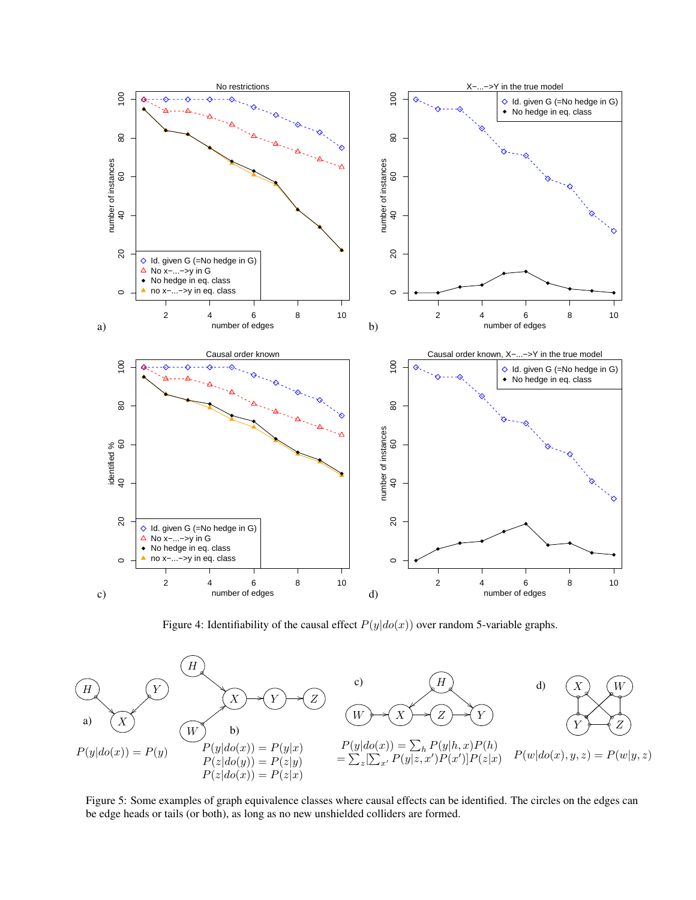Figure 4: Identifiability of the causal effect $P(y|do(x))$ over random 5-variable graphs.

$P(y|do(x)) = P(y)$

$P(y|do(x)) = P(y|x)$
$P(z|do(y)) = P(z|y)$
$P(z|do(x)) = P(z|x)$

$P(y|do(x)) = \sum_h P(y|h,x)P(h)$
$= \sum_z [\sum_{x'} P(y|z,x')P(x')]P(z|x)$

$P(w|do(x), y, z) = P(w|y, z)$

Figure 5: Some examples of graph equivalence classes where causal effects can be identified. The circles on the edges can be edge heads or tails (or both), as long as no new unshielded colliders are formed.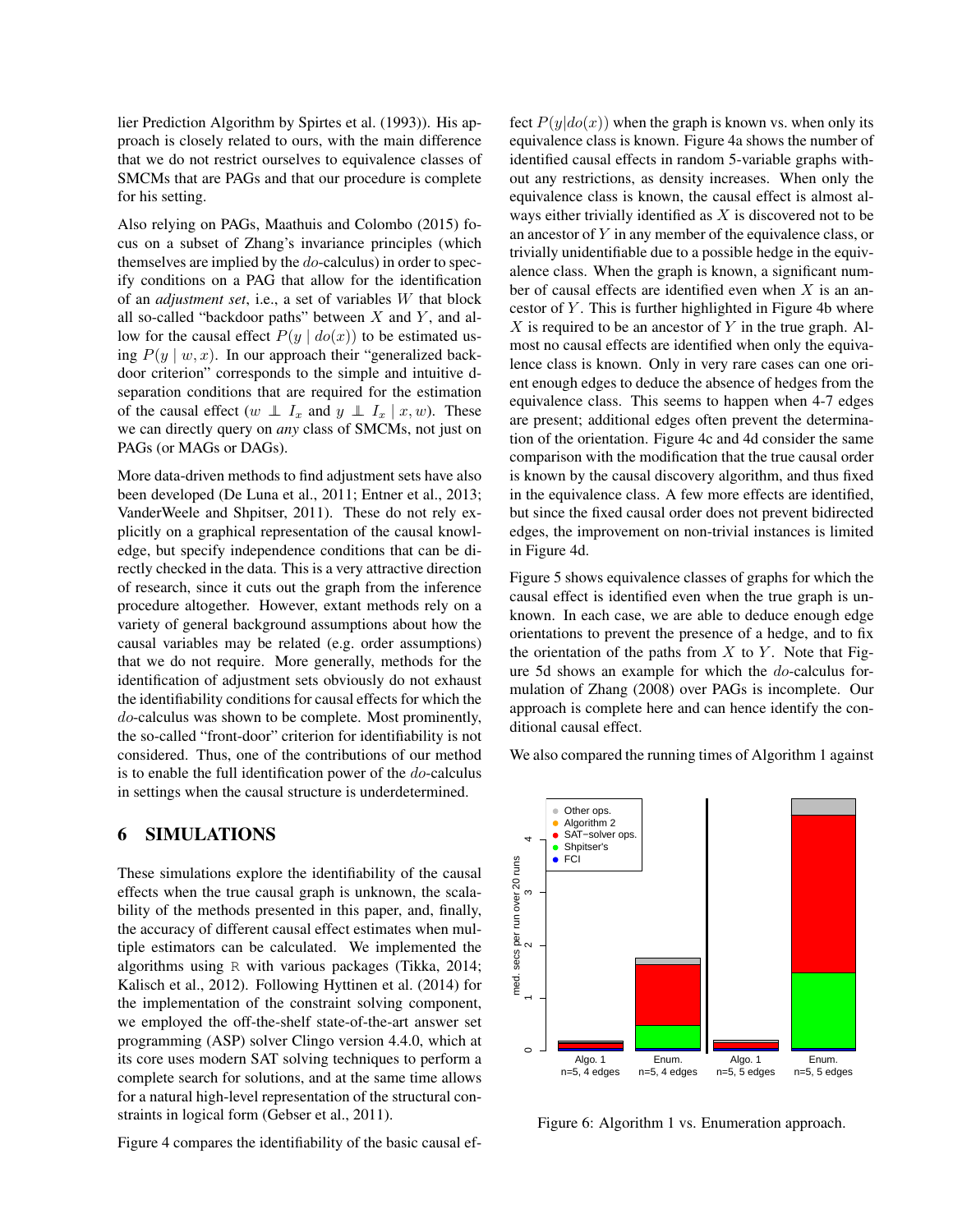lier Prediction Algorithm by Spirtes et al. (1993)). His approach is closely related to ours, with the main difference that we do not restrict ourselves to equivalence classes of SMCMs that are PAGs and that our procedure is complete for his setting.

Also relying on PAGs, Maathuis and Colombo (2015) focus on a subset of Zhang's invariance principles (which themselves are implied by the $do$-calculus) in order to specify conditions on a PAG that allow for the identification of an *adjustment set*, i.e., a set of variables $W$ that block all so-called "backdoor paths" between $X$ and $Y$, and allow for the causal effect $P(y \mid do(x))$ to be estimated using $P(y \mid w, x)$. In our approach their "generalized backdoor criterion" corresponds to the simple and intuitive d-separation conditions that are required for the estimation of the causal effect ($w \perp\!\!\!\perp I_x$ and $y \perp\!\!\!\perp I_x \mid x, w$). These we can directly query on *any* class of SMCMs, not just on PAGs (or MAGs or DAGs).

More data-driven methods to find adjustment sets have also been developed (De Luna et al., 2011; Entner et al., 2013; VanderWeele and Shpitser, 2011). These do not rely explicitly on a graphical representation of the causal knowledge, but specify independence conditions that can be directly checked in the data. This is a very attractive direction of research, since it cuts out the graph from the inference procedure altogether. However, extant methods rely on a variety of general background assumptions about how the causal variables may be related (e.g. order assumptions) that we do not require. More generally, methods for the identification of adjustment sets obviously do not exhaust the identifiability conditions for causal effects for which the $do$-calculus was shown to be complete. Most prominently, the so-called "front-door" criterion for identifiability is not considered. Thus, one of the contributions of our method is to enable the full identification power of the $do$-calculus in settings when the causal structure is underdetermined.

## 6 SIMULATIONS

These simulations explore the identifiability of the causal effects when the true causal graph is unknown, the scalability of the methods presented in this paper, and, finally, the accuracy of different causal effect estimates when multiple estimators can be calculated. We implemented the algorithms using R with various packages (Tikka, 2014; Kalisch et al., 2012). Following Hyttinen et al. (2014) for the implementation of the constraint solving component, we employed the off-the-shelf state-of-the-art answer set programming (ASP) solver Clingo version 4.4.0, which at its core uses modern SAT solving techniques to perform a complete search for solutions, and at the same time allows for a natural high-level representation of the structural constraints in logical form (Gebser et al., 2011).

Figure 4 compares the identifiability of the basic causal effect $P(y|do(x))$ when the graph is known vs. when only its equivalence class is known. Figure 4a shows the number of identified causal effects in random 5-variable graphs without any restrictions, as density increases. When only the equivalence class is known, the causal effect is almost always either trivially identified as $X$ is discovered not to be an ancestor of $Y$ in any member of the equivalence class, or trivially unidentifiable due to a possible hedge in the equivalence class. When the graph is known, a significant number of causal effects are identified even when $X$ is an ancestor of $Y$. This is further highlighted in Figure 4b where $X$ is required to be an ancestor of $Y$ in the true graph. Almost no causal effects are identified when only the equivalence class is known. Only in very rare cases can one orient enough edges to deduce the absence of hedges from the equivalence class. This seems to happen when 4-7 edges are present; additional edges often prevent the determination of the orientation. Figure 4c and 4d consider the same comparison with the modification that the true causal order is known by the causal discovery algorithm, and thus fixed in the equivalence class. A few more effects are identified, but since the fixed causal order does not prevent bidirected edges, the improvement on non-trivial instances is limited in Figure 4d.

Figure 5 shows equivalence classes of graphs for which the causal effect is identified even when the true graph is unknown. In each case, we are able to deduce enough edge orientations to prevent the presence of a hedge, and to fix the orientation of the paths from $X$ to $Y$. Note that Figure 5d shows an example for which the $do$-calculus formulation of Zhang (2008) over PAGs is incomplete. Our approach is complete here and can hence identify the conditional causal effect.

We also compared the running times of Algorithm 1 against

Figure 6: Algorithm 1 vs. Enumeration approach.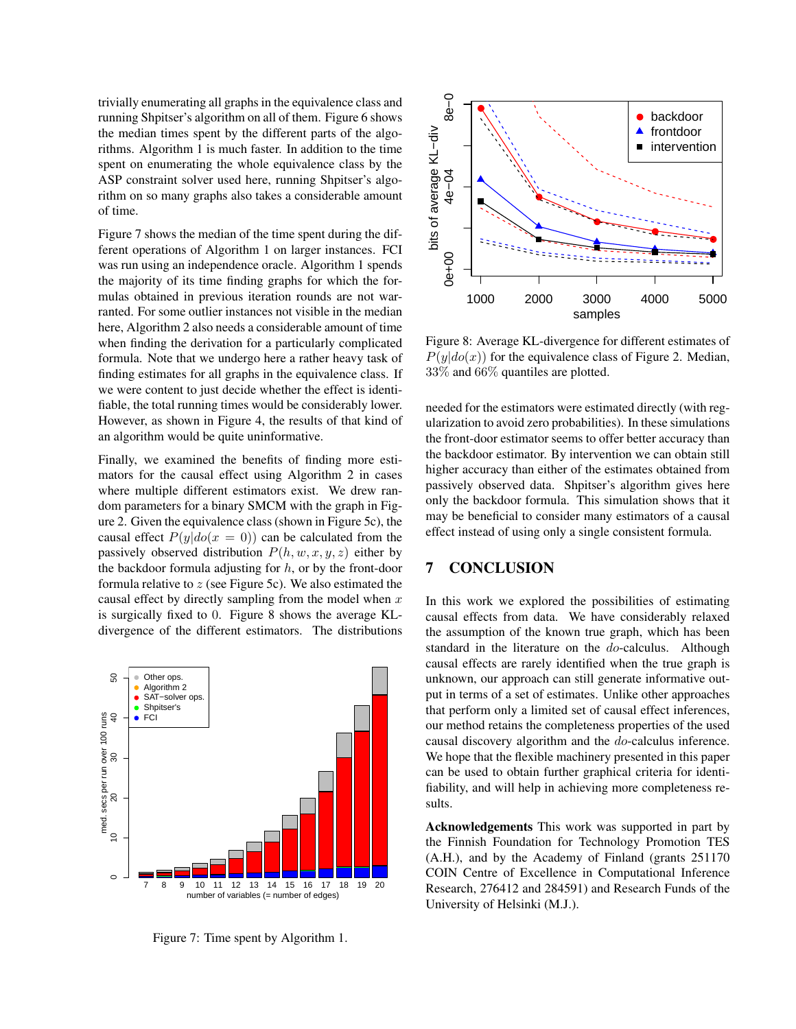trivially enumerating all graphs in the equivalence class and running Shpitser's algorithm on all of them. Figure 6 shows the median times spent by the different parts of the algorithms. Algorithm 1 is much faster. In addition to the time spent on enumerating the whole equivalence class by the ASP constraint solver used here, running Shpitser's algorithm on so many graphs also takes a considerable amount of time.

Figure 7 shows the median of the time spent during the different operations of Algorithm 1 on larger instances. FCI was run using an independence oracle. Algorithm 1 spends the majority of its time finding graphs for which the formulas obtained in previous iteration rounds are not warranted. For some outlier instances not visible in the median here, Algorithm 2 also needs a considerable amount of time when finding the derivation for a particularly complicated formula. Note that we undergo here a rather heavy task of finding estimates for all graphs in the equivalence class. If we were content to just decide whether the effect is identifiable, the total running times would be considerably lower. However, as shown in Figure 4, the results of that kind of an algorithm would be quite uninformative.

Finally, we examined the benefits of finding more estimators for the causal effect using Algorithm 2 in cases where multiple different estimators exist. We drew random parameters for a binary SMCM with the graph in Figure 2. Given the equivalence class (shown in Figure 5c), the causal effect $P(y|do(x = 0))$ can be calculated from the passively observed distribution $P(h, w, x, y, z)$ either by the backdoor formula adjusting for $h$, or by the front-door formula relative to $z$ (see Figure 5c). We also estimated the causal effect by directly sampling from the model when $x$ is surgically fixed to 0. Figure 8 shows the average KL-divergence of the different estimators. The distributions needed for the estimators were estimated directly (with regularization to avoid zero probabilities). In these simulations the front-door estimator seems to offer better accuracy than the backdoor estimator. By intervention we can obtain still higher accuracy than either of the estimates obtained from passively observed data. Shpitser's algorithm gives here only the backdoor formula. This simulation shows that it may be beneficial to consider many estimators of a causal effect instead of using only a single consistent formula.

Figure 7: Time spent by Algorithm 1.

Figure 8: Average KL-divergence for different estimates of $P(y|do(x))$ for the equivalence class of Figure 2. Median, 33% and 66% quantiles are plotted.

## 7 CONCLUSION

In this work we explored the possibilities of estimating causal effects from data. We have considerably relaxed the assumption of the known true graph, which has been standard in the literature on the $do$-calculus. Although causal effects are rarely identified when the true graph is unknown, our approach can still generate informative output in terms of a set of estimates. Unlike other approaches that perform only a limited set of causal effect inferences, our method retains the completeness properties of the used causal discovery algorithm and the $do$-calculus inference. We hope that the flexible machinery presented in this paper can be used to obtain further graphical criteria for identifiability, and will help in achieving more completeness results.

**Acknowledgements** This work was supported in part by the Finnish Foundation for Technology Promotion TES (A.H.), and by the Academy of Finland (grants 251170 COIN Centre of Excellence in Computational Inference Research, 276412 and 284591) and Research Funds of the University of Helsinki (M.J.).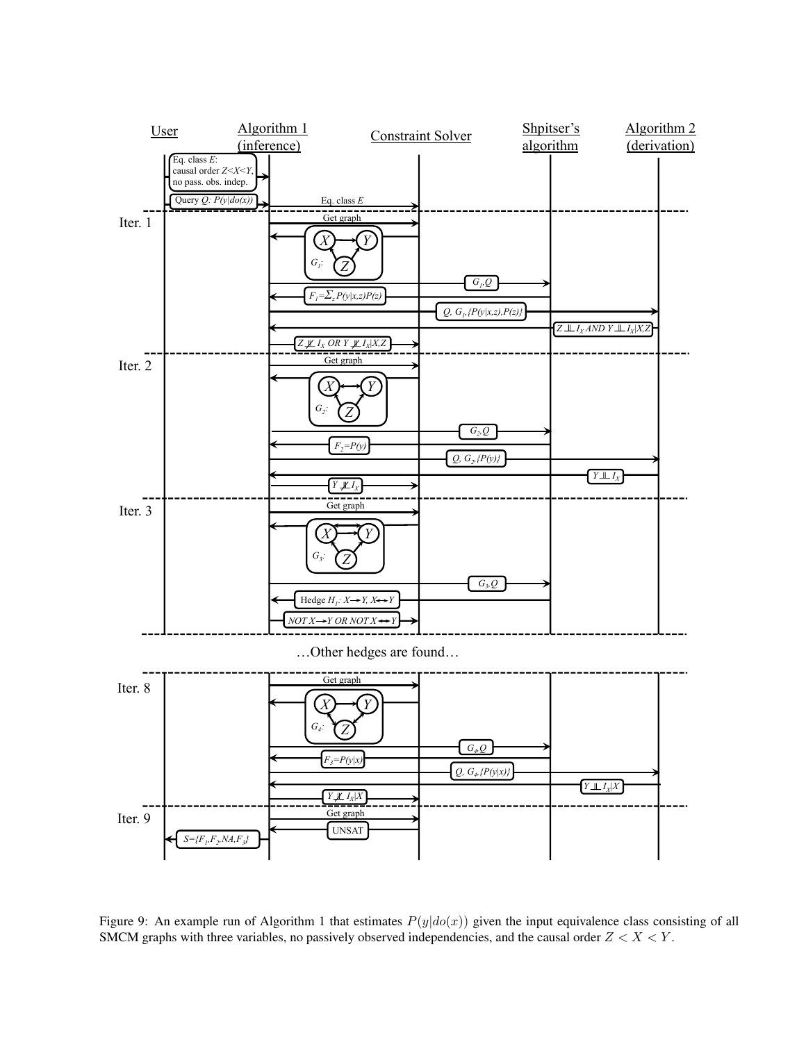Figure 9: An example run of Algorithm 1 that estimates $P(y|do(x))$ given the input equivalence class consisting of all SMCM graphs with three variables, no passively observed independencies, and the causal order $Z < X < Y$.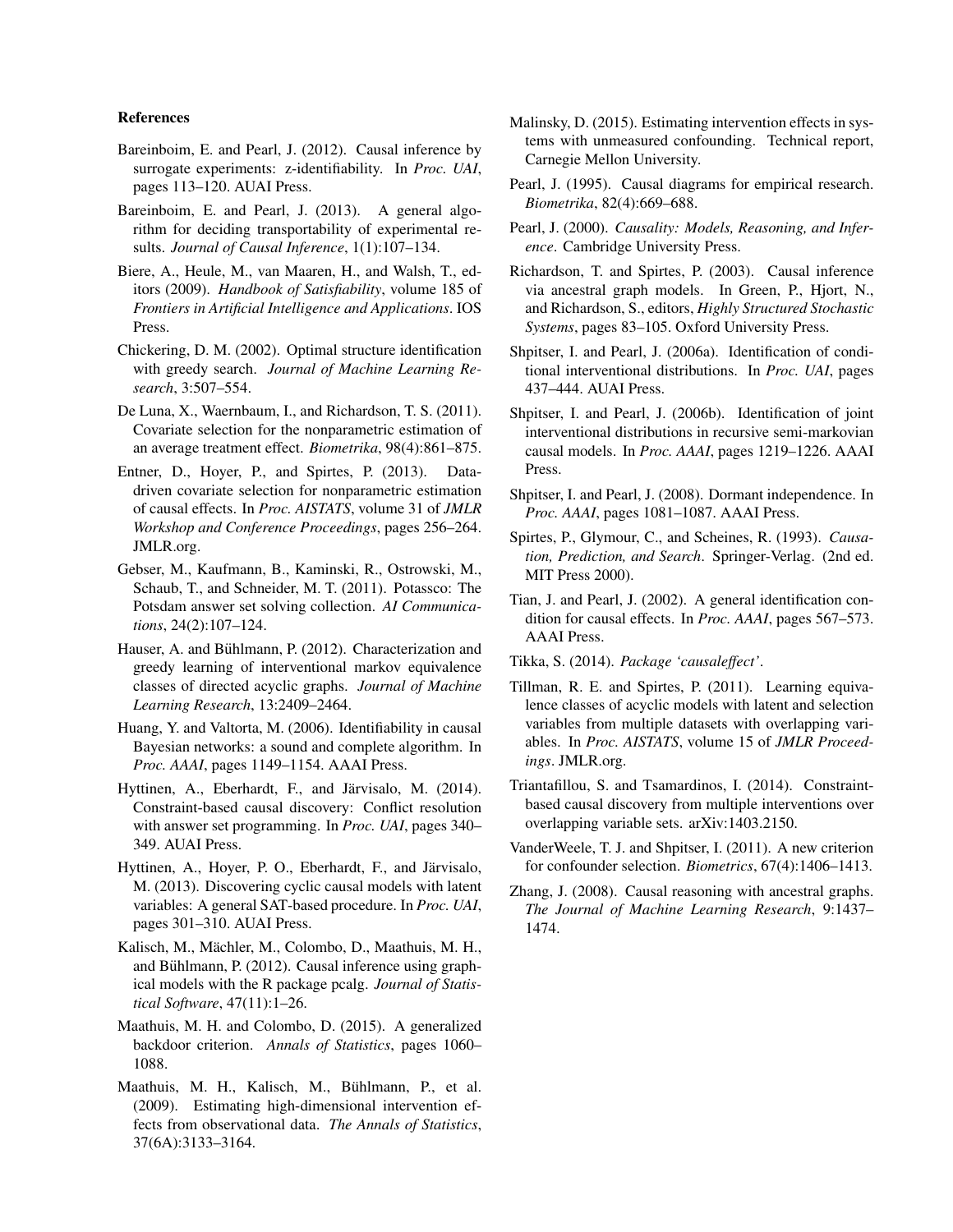### References

Bareinboim, E. and Pearl, J. (2012). Causal inference by surrogate experiments: z-identifiability. In *Proc. UAI*, pages 113–120. AUAI Press.

Bareinboim, E. and Pearl, J. (2013). A general algorithm for deciding transportability of experimental results. *Journal of Causal Inference*, 1(1):107–134.

Biere, A., Heule, M., van Maaren, H., and Walsh, T., editors (2009). *Handbook of Satisfiability*, volume 185 of *Frontiers in Artificial Intelligence and Applications*. IOS Press.

Chickering, D. M. (2002). Optimal structure identification with greedy search. *Journal of Machine Learning Research*, 3:507–554.

De Luna, X., Waernbaum, I., and Richardson, T. S. (2011). Covariate selection for the nonparametric estimation of an average treatment effect. *Biometrika*, 98(4):861–875.

Entner, D., Hoyer, P., and Spirtes, P. (2013). Data-driven covariate selection for nonparametric estimation of causal effects. In *Proc. AISTATS*, volume 31 of *JMLR Workshop and Conference Proceedings*, pages 256–264. JMLR.org.

Gebser, M., Kaufmann, B., Kaminski, R., Ostrowski, M., Schaub, T., and Schneider, M. T. (2011). Potassco: The Potsdam answer set solving collection. *AI Communications*, 24(2):107–124.

Hauser, A. and Bühlmann, P. (2012). Characterization and greedy learning of interventional markov equivalence classes of directed acyclic graphs. *Journal of Machine Learning Research*, 13:2409–2464.

Huang, Y. and Valtorta, M. (2006). Identifiability in causal Bayesian networks: a sound and complete algorithm. In *Proc. AAAI*, pages 1149–1154. AAAI Press.

Hyttinen, A., Eberhardt, F., and Järvisalo, M. (2014). Constraint-based causal discovery: Conflict resolution with answer set programming. In *Proc. UAI*, pages 340–349. AUAI Press.

Hyttinen, A., Hoyer, P. O., Eberhardt, F., and Järvisalo, M. (2013). Discovering cyclic causal models with latent variables: A general SAT-based procedure. In *Proc. UAI*, pages 301–310. AUAI Press.

Kalisch, M., Mächler, M., Colombo, D., Maathuis, M. H., and Bühlmann, P. (2012). Causal inference using graphical models with the R package pcalg. *Journal of Statistical Software*, 47(11):1–26.

Maathuis, M. H. and Colombo, D. (2015). A generalized backdoor criterion. *Annals of Statistics*, pages 1060–1088.

Maathuis, M. H., Kalisch, M., Bühlmann, P., et al. (2009). Estimating high-dimensional intervention effects from observational data. *The Annals of Statistics*, 37(6A):3133–3164.

Malinsky, D. (2015). Estimating intervention effects in systems with unmeasured confounding. Technical report, Carnegie Mellon University.

Pearl, J. (1995). Causal diagrams for empirical research. *Biometrika*, 82(4):669–688.

Pearl, J. (2000). *Causality: Models, Reasoning, and Inference*. Cambridge University Press.

Richardson, T. and Spirtes, P. (2003). Causal inference via ancestral graph models. In Green, P., Hjort, N., and Richardson, S., editors, *Highly Structured Stochastic Systems*, pages 83–105. Oxford University Press.

Shpitser, I. and Pearl, J. (2006a). Identification of conditional interventional distributions. In *Proc. UAI*, pages 437–444. AUAI Press.

Shpitser, I. and Pearl, J. (2006b). Identification of joint interventional distributions in recursive semi-markovian causal models. In *Proc. AAAI*, pages 1219–1226. AAAI Press.

Shpitser, I. and Pearl, J. (2008). Dormant independence. In *Proc. AAAI*, pages 1081–1087. AAAI Press.

Spirtes, P., Glymour, C., and Scheines, R. (1993). *Causation, Prediction, and Search*. Springer-Verlag. (2nd ed. MIT Press 2000).

Tian, J. and Pearl, J. (2002). A general identification condition for causal effects. In *Proc. AAAI*, pages 567–573. AAAI Press.

Tikka, S. (2014). *Package 'causaleffect'*.

Tillman, R. E. and Spirtes, P. (2011). Learning equivalence classes of acyclic models with latent and selection variables from multiple datasets with overlapping variables. In *Proc. AISTATS*, volume 15 of *JMLR Proceedings*. JMLR.org.

Triantafillou, S. and Tsamardinos, I. (2014). Constraint-based causal discovery from multiple interventions over overlapping variable sets. arXiv:1403.2150.

VanderWeele, T. J. and Shpitser, I. (2011). A new criterion for confounder selection. *Biometrics*, 67(4):1406–1413.

Zhang, J. (2008). Causal reasoning with ancestral graphs. *The Journal of Machine Learning Research*, 9:1437–1474.